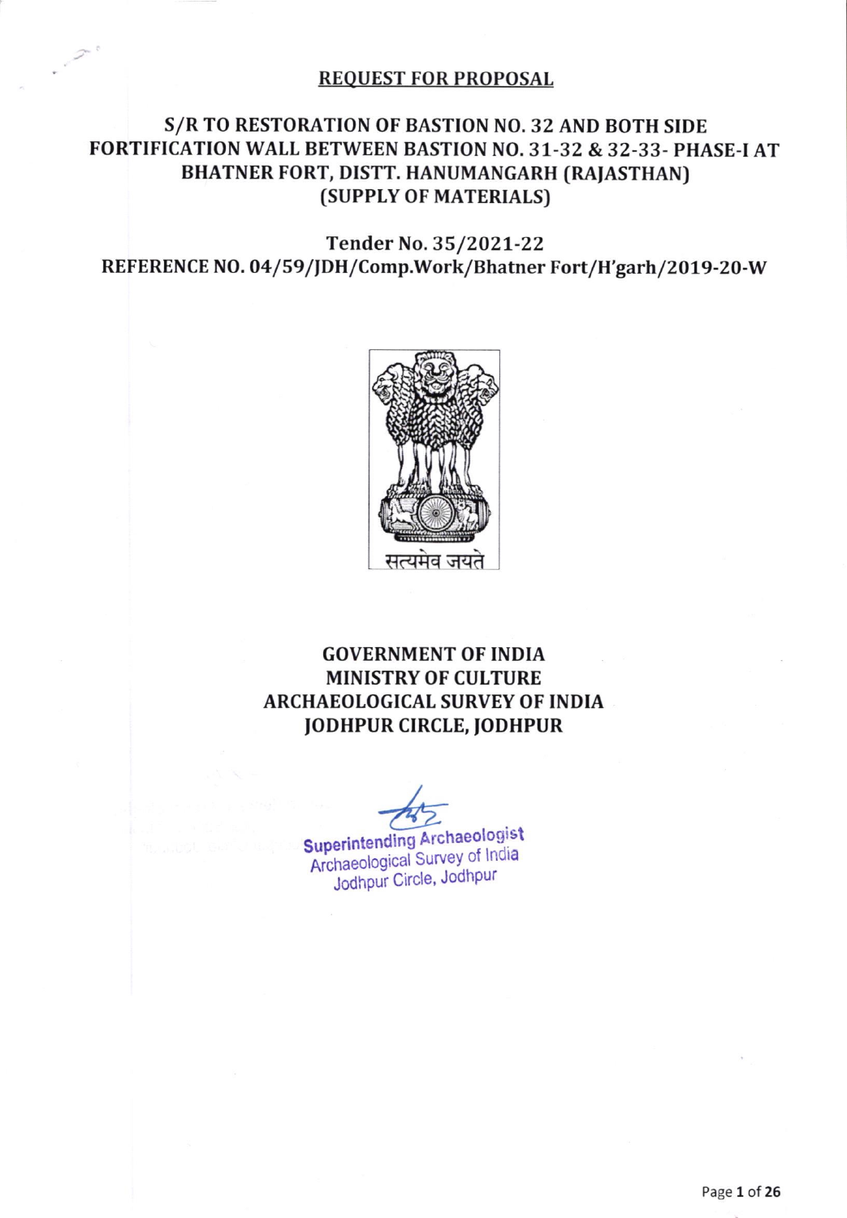# REQUEST FOR PROPOSAL

## S/R TO RESTORATION OF BASTION NO. 32 AND BOTH SIDE FORTIFICATION WALL BETWEEN BASTION NO. 31-32 & 32-33- PHASE-I AT BHATNER FORT, DISTT. HANUMANGARH (RAJASTHAN) (SUPPLY OF MATERIALS)

**Tender No. 35/2021-22**

**REFERENCE NO. 04/59/JDH/Comp.Work/Bhatner Fort/H'garh/2019-20-W**

सत्यमेव जयते

**GOVERNMENT OF INDIA**
**MINISTRY OF CULTURE**
**ARCHAEOLOGICAL SURVEY OF INDIA**
**JODHPUR CIRCLE, JODHPUR**

Superintending Archaeologist
Archaeological Survey of India
Jodhpur Circle, Jodhpur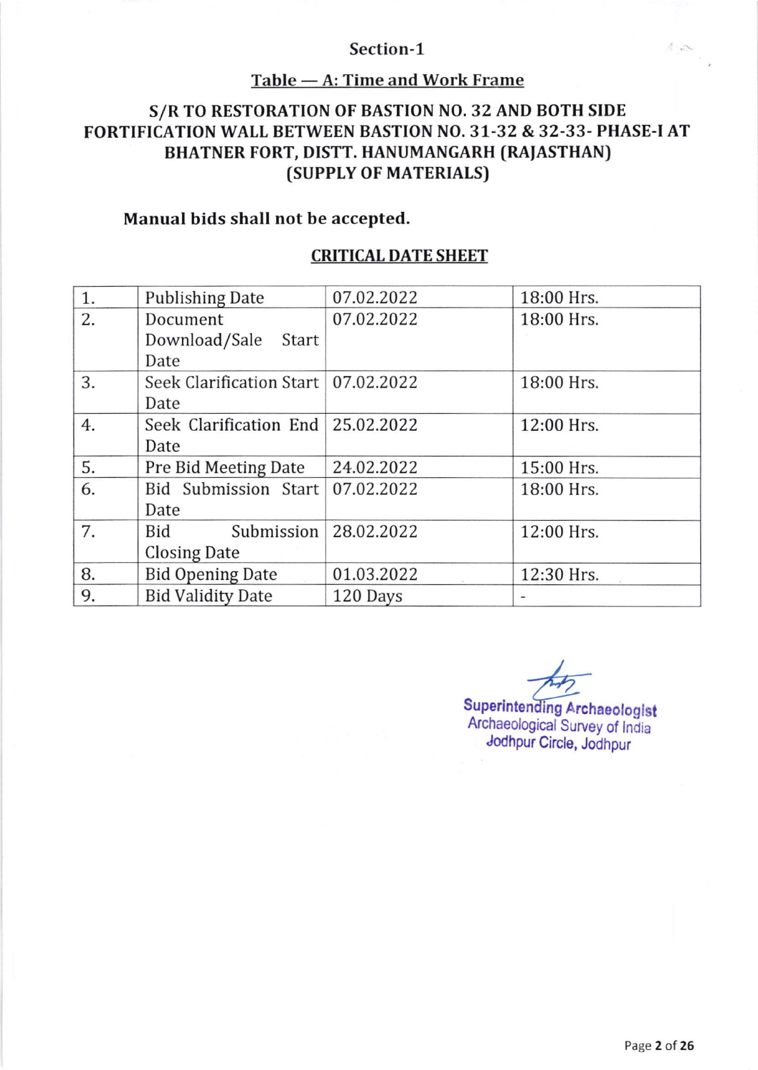## Section-1

### Table — A: Time and Work Frame

### S/R TO RESTORATION OF BASTION NO. 32 AND BOTH SIDE FORTIFICATION WALL BETWEEN BASTION NO. 31-32 & 32-33- PHASE-I AT BHATNER FORT, DISTT. HANUMANGARH (RAJASTHAN) (SUPPLY OF MATERIALS)

**Manual bids shall not be accepted.**

**CRITICAL DATE SHEET**

| | | | |
|---|---|---|---|
| 1. | Publishing Date | 07.02.2022 | 18:00 Hrs. |
| 2. | Document Download/Sale Start Date | 07.02.2022 | 18:00 Hrs. |
| 3. | Seek Clarification Start Date | 07.02.2022 | 18:00 Hrs. |
| 4. | Seek Clarification End Date | 25.02.2022 | 12:00 Hrs. |
| 5. | Pre Bid Meeting Date | 24.02.2022 | 15:00 Hrs. |
| 6. | Bid Submission Start Date | 07.02.2022 | 18:00 Hrs. |
| 7. | Bid Submission Closing Date | 28.02.2022 | 12:00 Hrs. |
| 8. | Bid Opening Date | 01.03.2022 | 12:30 Hrs. |
| 9. | Bid Validity Date | 120 Days | - |

Superintending Archaeologist
Archaeological Survey of India
Jodhpur Circle, Jodhpur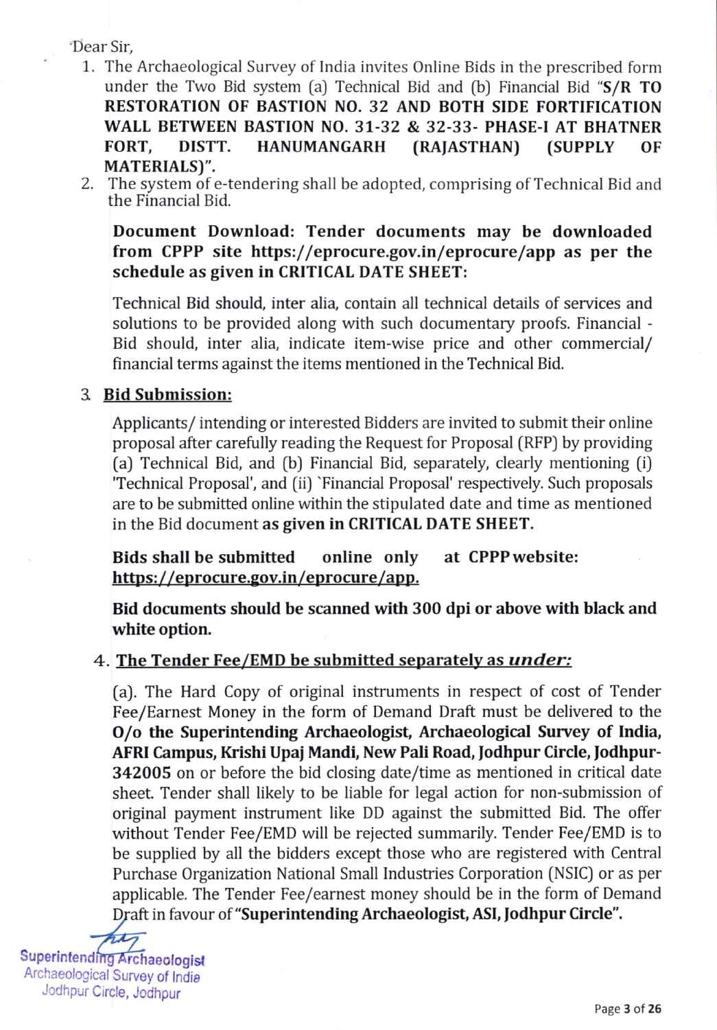Dear Sir,

1. The Archaeological Survey of India invites Online Bids in the prescribed form under the Two Bid system (a) Technical Bid and (b) Financial Bid **"S/R TO RESTORATION OF BASTION NO. 32 AND BOTH SIDE FORTIFICATION WALL BETWEEN BASTION NO. 31-32 & 32-33- PHASE-I AT BHATNER FORT, DISTT. HANUMANGARH (RAJASTHAN) (SUPPLY OF MATERIALS)".**
2. The system of e-tendering shall be adopted, comprising of Technical Bid and the Financial Bid.

   **Document Download: Tender documents may be downloaded from CPPP site https://eprocure.gov.in/eprocure/app as per the schedule as given in CRITICAL DATE SHEET:**

   Technical Bid should, inter alia, contain all technical details of services and solutions to be provided along with such documentary proofs. Financial - Bid should, inter alia, indicate item-wise price and other commercial/ financial terms against the items mentioned in the Technical Bid.

3. **<u>Bid Submission:</u>**

   Applicants/ intending or interested Bidders are invited to submit their online proposal after carefully reading the Request for Proposal (RFP) by providing (a) Technical Bid, and (b) Financial Bid, separately, clearly mentioning (i) 'Technical Proposal', and (ii) 'Financial Proposal' respectively. Such proposals are to be submitted online within the stipulated date and time as mentioned in the Bid document **as given in CRITICAL DATE SHEET.**

   **Bids shall be submitted online only at CPPP website: <u>https://eprocure.gov.in/eprocure/app.</u>**

   **Bid documents should be scanned with 300 dpi or above with black and white option.**

4. **<u>The Tender Fee/EMD be submitted separately as *under:*</u>**

   (a). The Hard Copy of original instruments in respect of cost of Tender Fee/Earnest Money in the form of Demand Draft must be delivered to the **O/o the Superintending Archaeologist, Archaeological Survey of India, AFRI Campus, Krishi Upaj Mandi, New Pali Road, Jodhpur Circle, Jodhpur-342005** on or before the bid closing date/time as mentioned in critical date sheet. Tender shall likely to be liable for legal action for non-submission of original payment instrument like DD against the submitted Bid. The offer without Tender Fee/EMD will be rejected summarily. Tender Fee/EMD is to be supplied by all the bidders except those who are registered with Central Purchase Organization National Small Industries Corporation (NSIC) or as per applicable. The Tender Fee/earnest money should be in the form of Demand Draft in favour of **"Superintending Archaeologist, ASI, Jodhpur Circle".**

Superintending Archaeologist
Archaeological Survey of India
Jodhpur Circle, Jodhpur